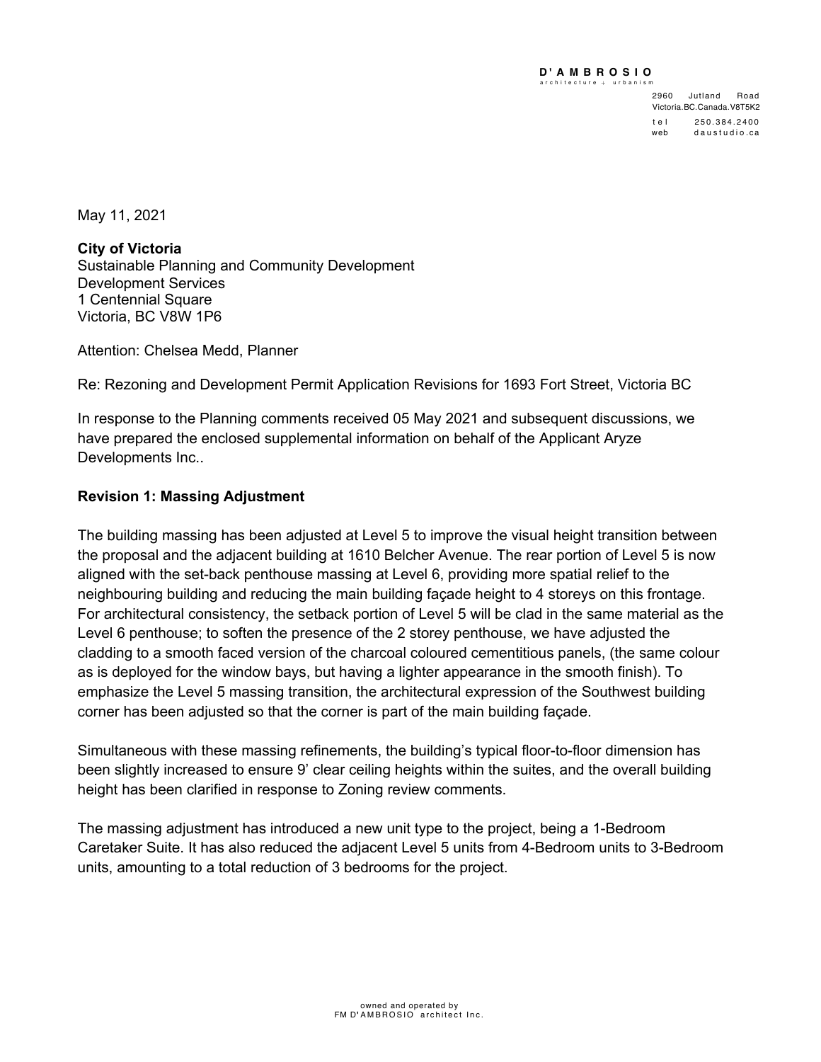**D'AMBROSIO**
architecture + urbanism

2960 Jutland Road
Victoria.BC.Canada.V8T5K2
tel 250.384.2400
web daustudio.ca

May 11, 2021

**City of Victoria**
Sustainable Planning and Community Development
Development Services
1 Centennial Square
Victoria, BC V8W 1P6

Attention: Chelsea Medd, Planner

Re: Rezoning and Development Permit Application Revisions for 1693 Fort Street, Victoria BC

In response to the Planning comments received 05 May 2021 and subsequent discussions, we have prepared the enclosed supplemental information on behalf of the Applicant Aryze Developments Inc..

**Revision 1: Massing Adjustment**

The building massing has been adjusted at Level 5 to improve the visual height transition between the proposal and the adjacent building at 1610 Belcher Avenue. The rear portion of Level 5 is now aligned with the set-back penthouse massing at Level 6, providing more spatial relief to the neighbouring building and reducing the main building façade height to 4 storeys on this frontage. For architectural consistency, the setback portion of Level 5 will be clad in the same material as the Level 6 penthouse; to soften the presence of the 2 storey penthouse, we have adjusted the cladding to a smooth faced version of the charcoal coloured cementitious panels, (the same colour as is deployed for the window bays, but having a lighter appearance in the smooth finish). To emphasize the Level 5 massing transition, the architectural expression of the Southwest building corner has been adjusted so that the corner is part of the main building façade.

Simultaneous with these massing refinements, the building's typical floor-to-floor dimension has been slightly increased to ensure 9' clear ceiling heights within the suites, and the overall building height has been clarified in response to Zoning review comments.

The massing adjustment has introduced a new unit type to the project, being a 1-Bedroom Caretaker Suite. It has also reduced the adjacent Level 5 units from 4-Bedroom units to 3-Bedroom units, amounting to a total reduction of 3 bedrooms for the project.

owned and operated by
FM D'AMBROSIO architect Inc.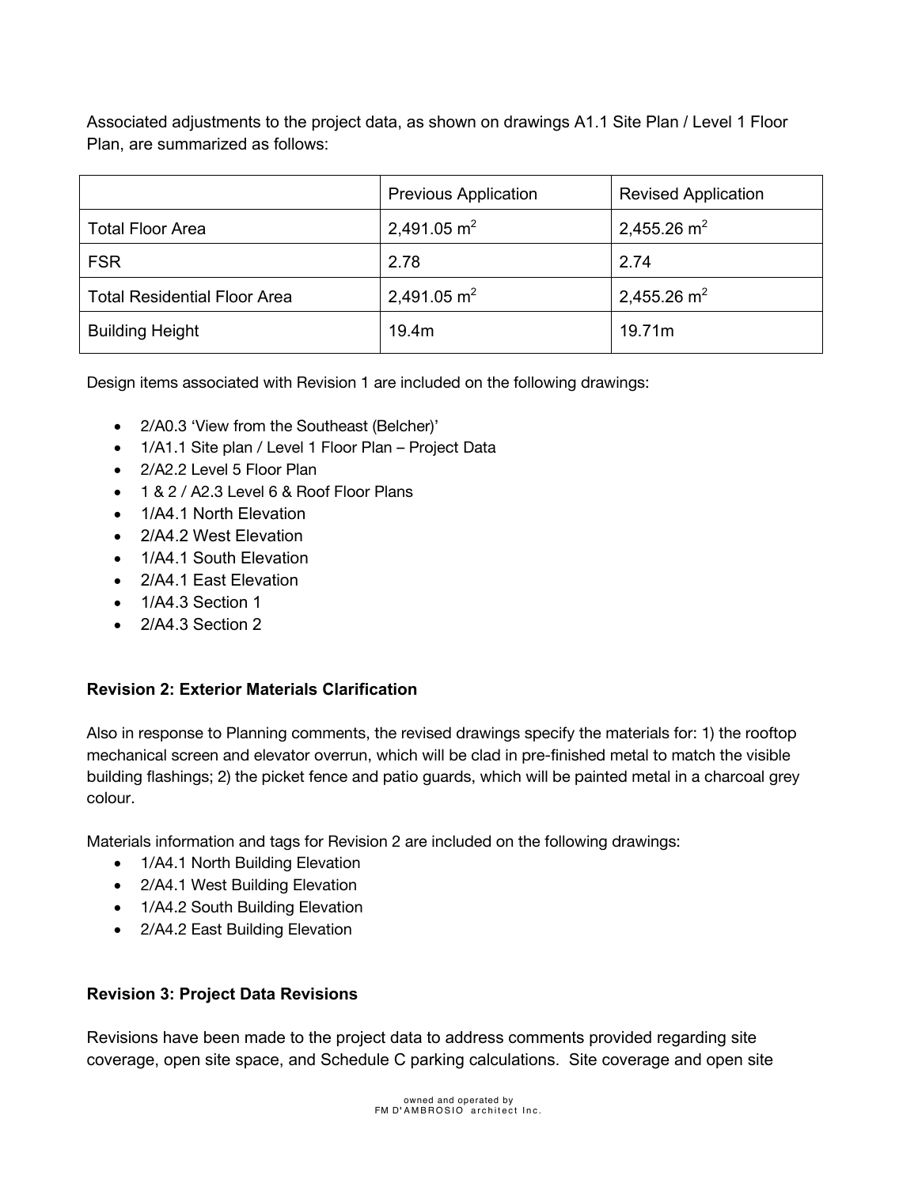Associated adjustments to the project data, as shown on drawings A1.1 Site Plan / Level 1 Floor Plan, are summarized as follows:

| | Previous Application | Revised Application |
|---|---|---|
| Total Floor Area | 2,491.05 $m^2$ | 2,455.26 $m^2$ |
| FSR | 2.78 | 2.74 |
| Total Residential Floor Area | 2,491.05 $m^2$ | 2,455.26 $m^2$ |
| Building Height | 19.4m | 19.71m |

Design items associated with Revision 1 are included on the following drawings:

- 2/A0.3 'View from the Southeast (Belcher)'
- 1/A1.1 Site plan / Level 1 Floor Plan – Project Data
- 2/A2.2 Level 5 Floor Plan
- 1 & 2 / A2.3 Level 6 & Roof Floor Plans
- 1/A4.1 North Elevation
- 2/A4.2 West Elevation
- 1/A4.1 South Elevation
- 2/A4.1 East Elevation
- 1/A4.3 Section 1
- 2/A4.3 Section 2

**Revision 2: Exterior Materials Clarification**

Also in response to Planning comments, the revised drawings specify the materials for: 1) the rooftop mechanical screen and elevator overrun, which will be clad in pre-finished metal to match the visible building flashings; 2) the picket fence and patio guards, which will be painted metal in a charcoal grey colour.

Materials information and tags for Revision 2 are included on the following drawings:

- 1/A4.1 North Building Elevation
- 2/A4.1 West Building Elevation
- 1/A4.2 South Building Elevation
- 2/A4.2 East Building Elevation

**Revision 3: Project Data Revisions**

Revisions have been made to the project data to address comments provided regarding site coverage, open site space, and Schedule C parking calculations. Site coverage and open site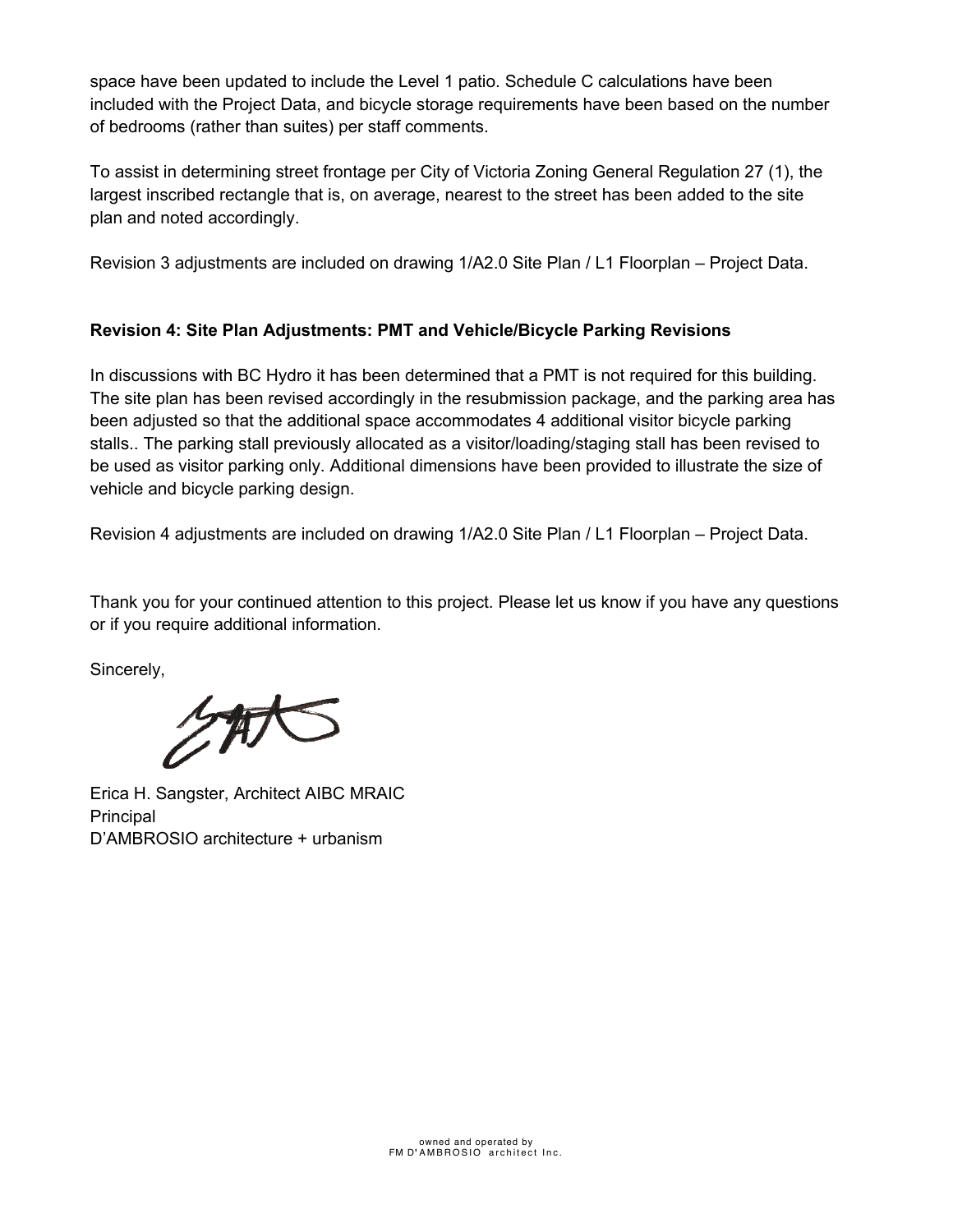space have been updated to include the Level 1 patio. Schedule C calculations have been included with the Project Data, and bicycle storage requirements have been based on the number of bedrooms (rather than suites) per staff comments.

To assist in determining street frontage per City of Victoria Zoning General Regulation 27 (1), the largest inscribed rectangle that is, on average, nearest to the street has been added to the site plan and noted accordingly.

Revision 3 adjustments are included on drawing 1/A2.0 Site Plan / L1 Floorplan – Project Data.

**Revision 4: Site Plan Adjustments: PMT and Vehicle/Bicycle Parking Revisions**

In discussions with BC Hydro it has been determined that a PMT is not required for this building. The site plan has been revised accordingly in the resubmission package, and the parking area has been adjusted so that the additional space accommodates 4 additional visitor bicycle parking stalls.. The parking stall previously allocated as a visitor/loading/staging stall has been revised to be used as visitor parking only. Additional dimensions have been provided to illustrate the size of vehicle and bicycle parking design.

Revision 4 adjustments are included on drawing 1/A2.0 Site Plan / L1 Floorplan – Project Data.

Thank you for your continued attention to this project. Please let us know if you have any questions or if you require additional information.

Sincerely,

Erica H. Sangster, Architect AIBC MRAIC
Principal
D'AMBROSIO architecture + urbanism

owned and operated by
FM D'AMBROSIO architect Inc.